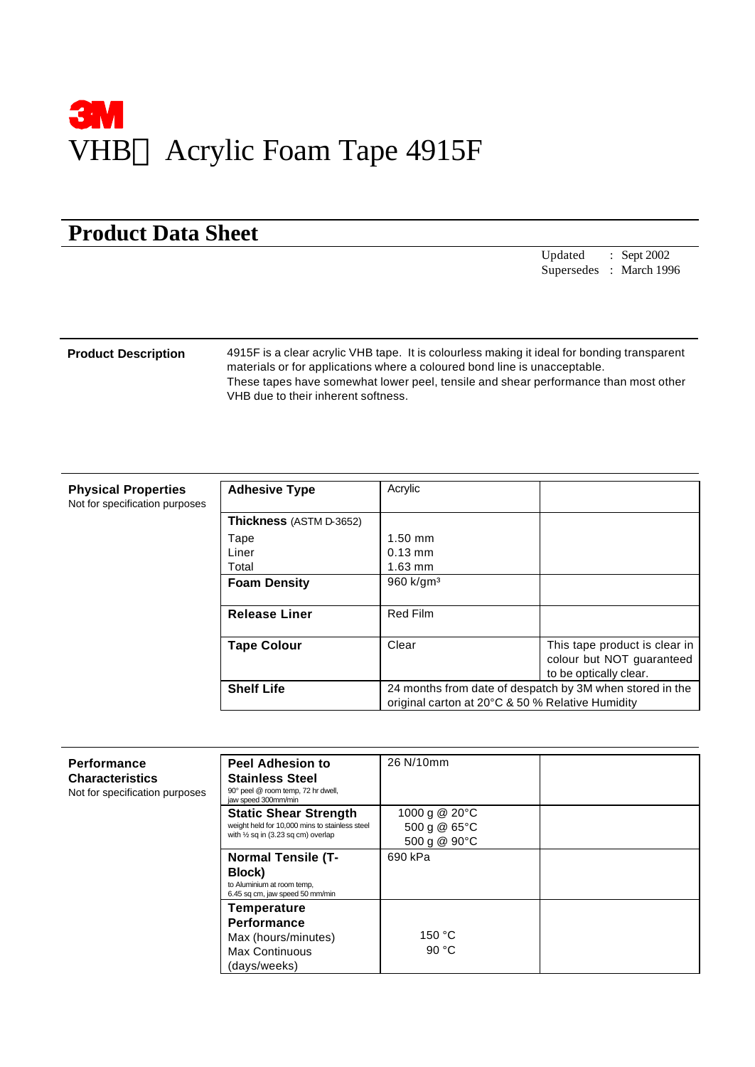# 3M

# VHB™ Acrylic Foam Tape 4915F

## Product Data Sheet

Updated : Sept 2002
Supersedes : March 1996

**Product Description**

4915F is a clear acrylic VHB tape. It is colourless making it ideal for bonding transparent materials or for applications where a coloured bond line is unacceptable.
These tapes have somewhat lower peel, tensile and shear performance than most other VHB due to their inherent softness.

**Physical Properties**
Not for specification purposes

| Property | Value | Notes |
|---|---|---|
| **Adhesive Type** | Acrylic | |
| **Thickness** (ASTM D-3652)<br>Tape<br>Liner<br>Total | <br>1.50 mm<br>0.13 mm<br>1.63 mm | |
| **Foam Density** | 960 k/gm³ | |
| **Release Liner** | Red Film | |
| **Tape Colour** | Clear | This tape product is clear in colour but NOT guaranteed to be optically clear. |
| **Shelf Life** | 24 months from date of despatch by 3M when stored in the original carton at 20°C & 50 % Relative Humidity | |

**Performance Characteristics**
Not for specification purposes

| Property | Value | Notes |
|---|---|---|
| **Peel Adhesion to Stainless Steel**<br>90° peel @ room temp, 72 hr dwell, jaw speed 300mm/min | 26 N/10mm | |
| **Static Shear Strength**<br>weight held for 10,000 mins to stainless steel with ½ sq in (3.23 sq cm) overlap | 1000 g @ 20°C<br>500 g @ 65°C<br>500 g @ 90°C | |
| **Normal Tensile (T-Block)**<br>to Aluminium at room temp, 6.45 sq cm, jaw speed 50 mm/min | 690 kPa | |
| **Temperature Performance**<br>Max (hours/minutes)<br>Max Continuous (days/weeks) | <br><br>150 °C<br>90 °C | |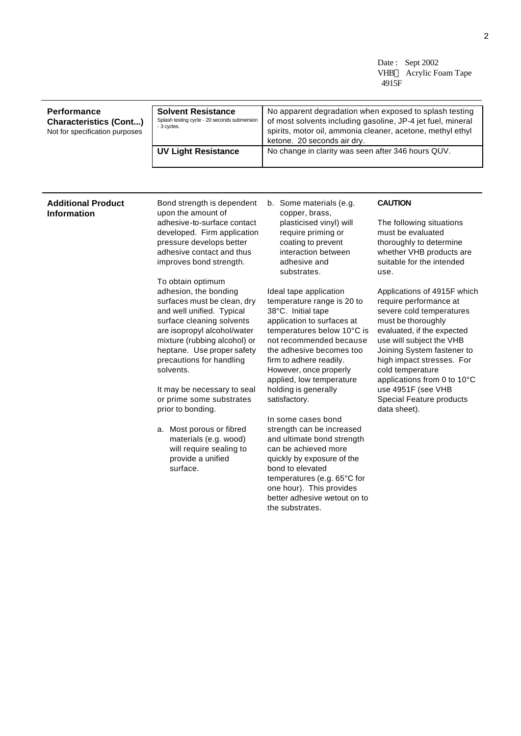## Performance Characteristics (Cont...)

Not for specification purposes

| | |
|---|---|
| **Solvent Resistance** Splash testing cycle - 20 seconds submersion - 3 cycles. | No apparent degradation when exposed to splash testing of most solvents including gasoline, JP-4 jet fuel, mineral spirits, motor oil, ammonia cleaner, acetone, methyl ethyl ketone. 20 seconds air dry. |
| **UV Light Resistance** | No change in clarity was seen after 346 hours QUV. |

## Additional Product Information

Bond strength is dependent upon the amount of adhesive-to-surface contact developed. Firm application pressure develops better adhesive contact and thus improves bond strength.

To obtain optimum adhesion, the bonding surfaces must be clean, dry and well unified. Typical surface cleaning solvents are isopropyl alcohol/water mixture (rubbing alcohol) or heptane. Use proper safety precautions for handling solvents.

It may be necessary to seal or prime some substrates prior to bonding.

a. Most porous or fibred materials (e.g. wood) will require sealing to provide a unified surface.

b. Some materials (e.g. copper, brass, plasticised vinyl) will require priming or coating to prevent interaction between adhesive and substrates.

Ideal tape application temperature range is 20 to 38°C. Initial tape application to surfaces at temperatures below 10°C is not recommended because the adhesive becomes too firm to adhere readily. However, once properly applied, low temperature holding is generally satisfactory.

In some cases bond strength can be increased and ultimate bond strength can be achieved more quickly by exposure of the bond to elevated temperatures (e.g. 65°C for one hour). This provides better adhesive wetout on to the substrates.

**CAUTION**

The following situations must be evaluated thoroughly to determine whether VHB products are suitable for the intended use.

Applications of 4915F which require performance at severe cold temperatures must be thoroughly evaluated, if the expected use will subject the VHB Joining System fastener to high impact stresses. For cold temperature applications from 0 to 10°C use 4951F (see VHB Special Feature products data sheet).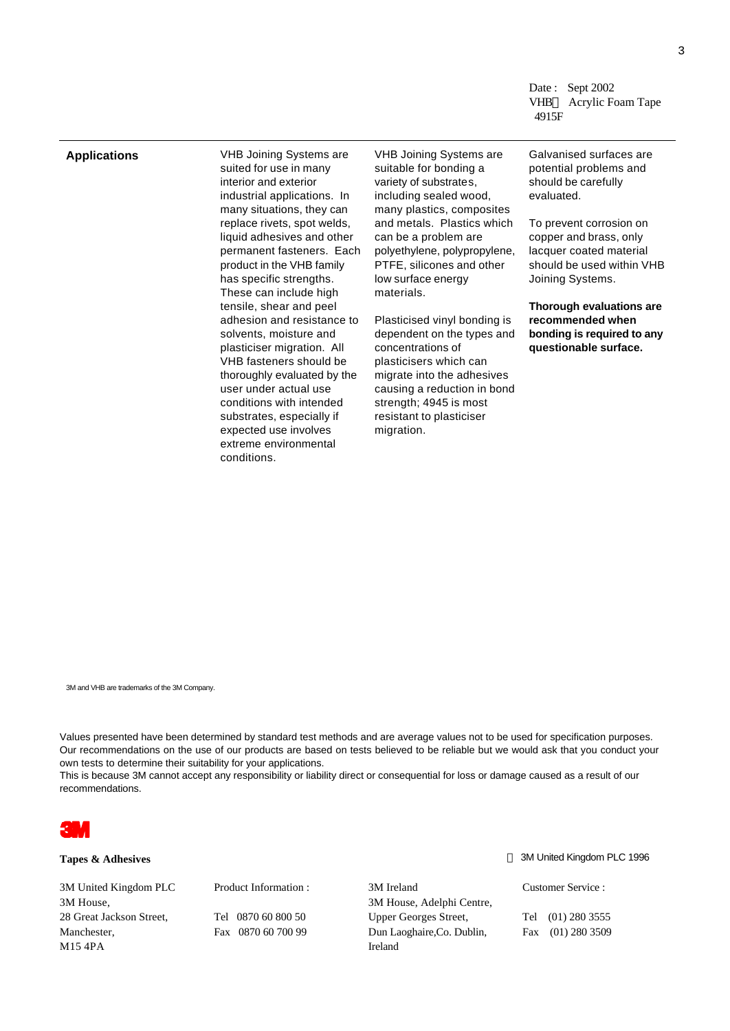## Applications

VHB Joining Systems are suited for use in many interior and exterior industrial applications. In many situations, they can replace rivets, spot welds, liquid adhesives and other permanent fasteners. Each product in the VHB family has specific strengths. These can include high tensile, shear and peel adhesion and resistance to solvents, moisture and plasticiser migration. All VHB fasteners should be thoroughly evaluated by the user under actual use conditions with intended substrates, especially if expected use involves extreme environmental conditions.

VHB Joining Systems are suitable for bonding a variety of substrates, including sealed wood, many plastics, composites and metals. Plastics which can be a problem are polyethylene, polypropylene, PTFE, silicones and other low surface energy materials.

Plasticised vinyl bonding is dependent on the types and concentrations of plasticisers which can migrate into the adhesives causing a reduction in bond strength; 4945 is most resistant to plasticiser migration.

Galvanised surfaces are potential problems and should be carefully evaluated.

To prevent corrosion on copper and brass, only lacquer coated material should be used within VHB Joining Systems.

**Thorough evaluations are recommended when bonding is required to any questionable surface.**

3M and VHB are trademarks of the 3M Company.

Values presented have been determined by standard test methods and are average values not to be used for specification purposes. Our recommendations on the use of our products are based on tests believed to be reliable but we would ask that you conduct your own tests to determine their suitability for your applications.
This is because 3M cannot accept any responsibility or liability direct or consequential for loss or damage caused as a result of our recommendations.

3M

**Tapes & Adhesives**

© 3M United Kingdom PLC 1996

3M United Kingdom PLC
3M House,
28 Great Jackson Street,
Manchester,
M15 4PA

Product Information :

Tel 0870 60 800 50
Fax 0870 60 700 99

3M Ireland
3M House, Adelphi Centre,
Upper Georges Street,
Dun Laoghaire,Co. Dublin,
Ireland

Customer Service :

Tel (01) 280 3555
Fax (01) 280 3509